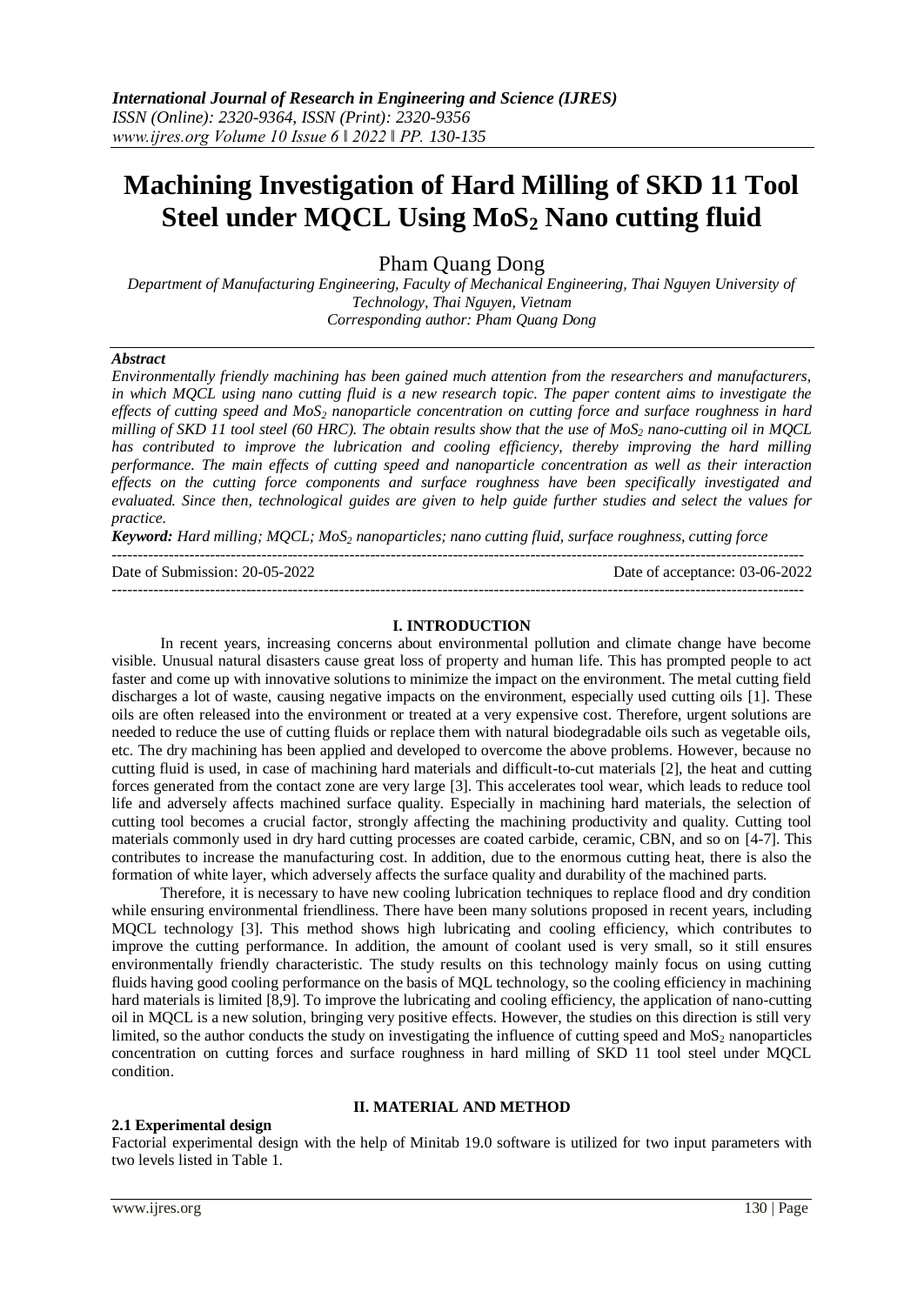# Machining Investigation of Hard Milling of SKD 11 Tool Steel under MQCL Using $MoS_2$ Nano cutting fluid

Pham Quang Dong

*Department of Manufacturing Engineering, Faculty of Mechanical Engineering, Thai Nguyen University of Technology, Thai Nguyen, Vietnam*
*Corresponding author: Pham Quang Dong*

***Abstract***

*Environmentally friendly machining has been gained much attention from the researchers and manufacturers, in which MQCL using nano cutting fluid is a new research topic. The paper content aims to investigate the effects of cutting speed and $MoS_2$ nanoparticle concentration on cutting force and surface roughness in hard milling of SKD 11 tool steel (60 HRC). The obtain results show that the use of $MoS_2$ nano-cutting oil in MQCL has contributed to improve the lubrication and cooling efficiency, thereby improving the hard milling performance. The main effects of cutting speed and nanoparticle concentration as well as their interaction effects on the cutting force components and surface roughness have been specifically investigated and evaluated. Since then, technological guides are given to help guide further studies and select the values for practice.*

***Keyword:*** *Hard milling; MQCL; $MoS_2$ nanoparticles; nano cutting fluid, surface roughness, cutting force*

---

Date of Submission: 20-05-2022 | Date of acceptance: 03-06-2022

---

## I. INTRODUCTION

In recent years, increasing concerns about environmental pollution and climate change have become visible. Unusual natural disasters cause great loss of property and human life. This has prompted people to act faster and come up with innovative solutions to minimize the impact on the environment. The metal cutting field discharges a lot of waste, causing negative impacts on the environment, especially used cutting oils [1]. These oils are often released into the environment or treated at a very expensive cost. Therefore, urgent solutions are needed to reduce the use of cutting fluids or replace them with natural biodegradable oils such as vegetable oils, etc. The dry machining has been applied and developed to overcome the above problems. However, because no cutting fluid is used, in case of machining hard materials and difficult-to-cut materials [2], the heat and cutting forces generated from the contact zone are very large [3]. This accelerates tool wear, which leads to reduce tool life and adversely affects machined surface quality. Especially in machining hard materials, the selection of cutting tool becomes a crucial factor, strongly affecting the machining productivity and quality. Cutting tool materials commonly used in dry hard cutting processes are coated carbide, ceramic, CBN, and so on [4-7]. This contributes to increase the manufacturing cost. In addition, due to the enormous cutting heat, there is also the formation of white layer, which adversely affects the surface quality and durability of the machined parts.

Therefore, it is necessary to have new cooling lubrication techniques to replace flood and dry condition while ensuring environmental friendliness. There have been many solutions proposed in recent years, including MQCL technology [3]. This method shows high lubricating and cooling efficiency, which contributes to improve the cutting performance. In addition, the amount of coolant used is very small, so it still ensures environmentally friendly characteristic. The study results on this technology mainly focus on using cutting fluids having good cooling performance on the basis of MQL technology, so the cooling efficiency in machining hard materials is limited [8,9]. To improve the lubricating and cooling efficiency, the application of nano-cutting oil in MQCL is a new solution, bringing very positive effects. However, the studies on this direction is still very limited, so the author conducts the study on investigating the influence of cutting speed and $MoS_2$ nanoparticles concentration on cutting forces and surface roughness in hard milling of SKD 11 tool steel under MQCL condition.

## II. MATERIAL AND METHOD

### 2.1 Experimental design

Factorial experimental design with the help of Minitab 19.0 software is utilized for two input parameters with two levels listed in Table 1.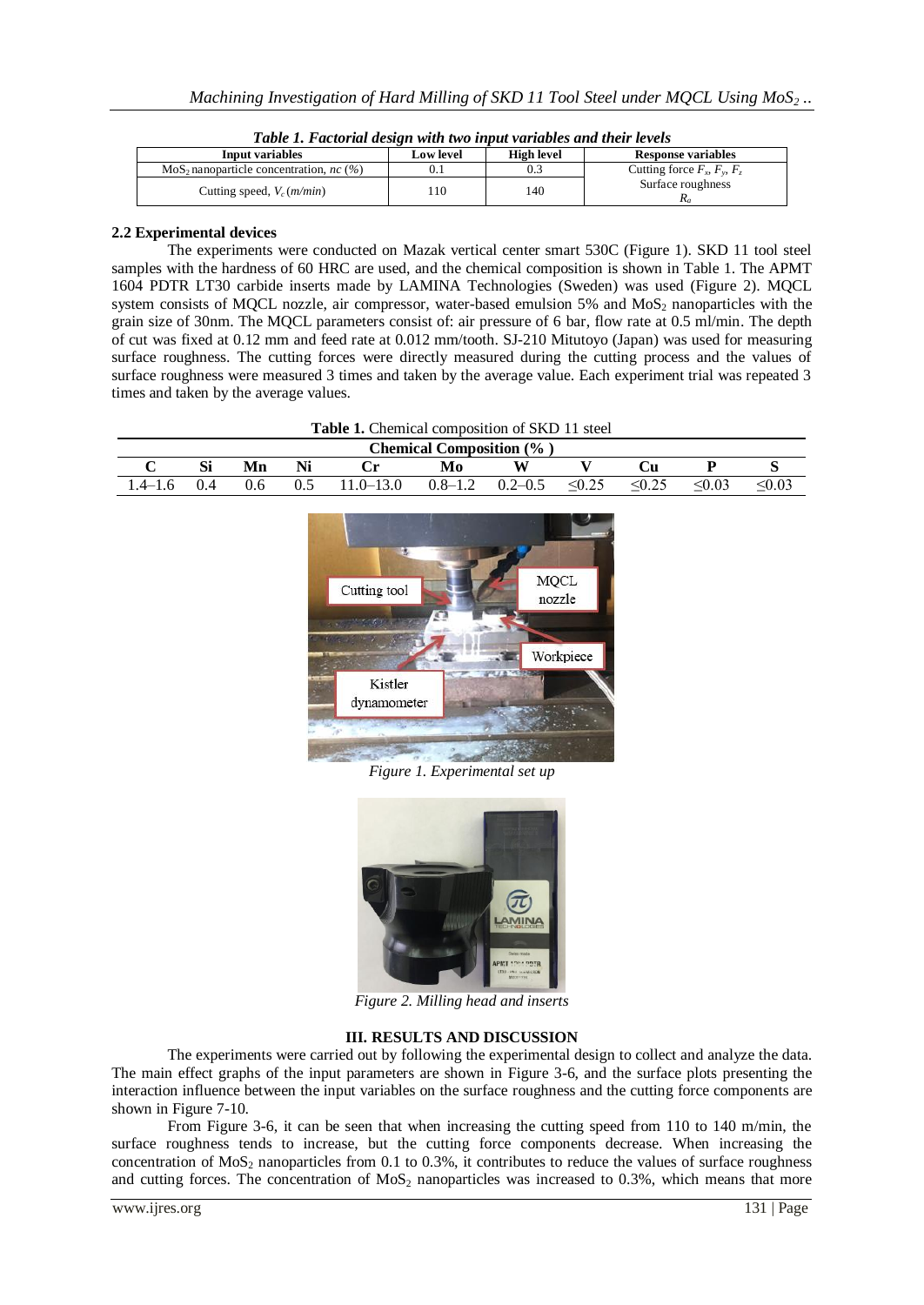*Table 1. Factorial design with two input variables and their levels*

| Input variables | Low level | High level | Response variables |
|---|---|---|---|
| $MoS_2$ nanoparticle concentration, *nc* (%) | 0.1 | 0.3 | Cutting force $F_x$, $F_y$, $F_z$ |
| Cutting speed, $V_c$ (*m/min*) | 110 | 140 | Surface roughness $R_a$ |

### 2.2 Experimental devices

The experiments were conducted on Mazak vertical center smart 530C (Figure 1). SKD 11 tool steel samples with the hardness of 60 HRC are used, and the chemical composition is shown in Table 1. The APMT 1604 PDTR LT30 carbide inserts made by LAMINA Technologies (Sweden) was used (Figure 2). MQCL system consists of MQCL nozzle, air compressor, water-based emulsion 5% and $MoS_2$ nanoparticles with the grain size of 30nm. The MQCL parameters consist of: air pressure of 6 bar, flow rate at 0.5 ml/min. The depth of cut was fixed at 0.12 mm and feed rate at 0.012 mm/tooth. SJ-210 Mitutoyo (Japan) was used for measuring surface roughness. The cutting forces were directly measured during the cutting process and the values of surface roughness were measured 3 times and taken by the average value. Each experiment trial was repeated 3 times and taken by the average values.

**Table 1.** Chemical composition of SKD 11 steel

| Chemical Composition (%) | | | | | | | | | | |
|---|---|---|---|---|---|---|---|---|---|---|
| **C** | **Si** | **Mn** | **Ni** | **Cr** | **Mo** | **W** | **V** | **Cu** | **P** | **S** |
| 1.4–1.6 | 0.4 | 0.6 | 0.5 | 11.0–13.0 | 0.8–1.2 | 0.2–0.5 | ≤0.25 | ≤0.25 | ≤0.03 | ≤0.03 |

*Figure 1. Experimental set up*

*Figure 2. Milling head and inserts*

## III. RESULTS AND DISCUSSION

The experiments were carried out by following the experimental design to collect and analyze the data. The main effect graphs of the input parameters are shown in Figure 3-6, and the surface plots presenting the interaction influence between the input variables on the surface roughness and the cutting force components are shown in Figure 7-10.

From Figure 3-6, it can be seen that when increasing the cutting speed from 110 to 140 m/min, the surface roughness tends to increase, but the cutting force components decrease. When increasing the concentration of $MoS_2$ nanoparticles from 0.1 to 0.3%, it contributes to reduce the values of surface roughness and cutting forces. The concentration of $MoS_2$ nanoparticles was increased to 0.3%, which means that more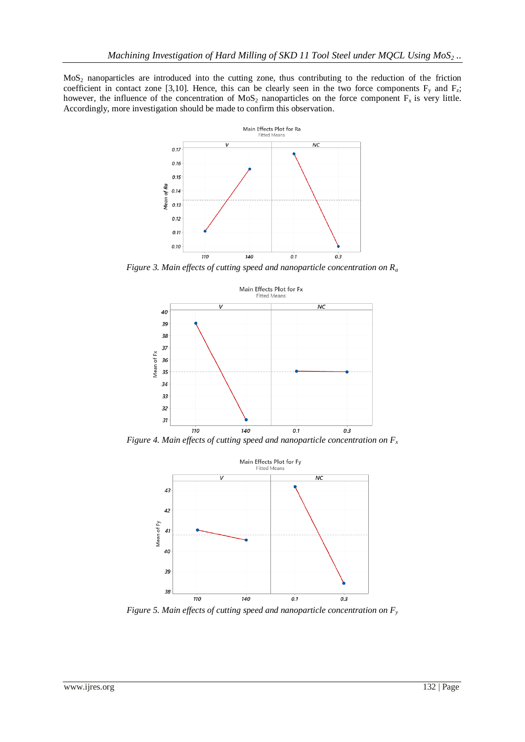$MoS_2$ nanoparticles are introduced into the cutting zone, thus contributing to the reduction of the friction coefficient in contact zone [3,10]. Hence, this can be clearly seen in the two force components $F_y$ and $F_z$; however, the influence of the concentration of $MoS_2$ nanoparticles on the force component $F_x$ is very little. Accordingly, more investigation should be made to confirm this observation.

*Figure 3. Main effects of cutting speed and nanoparticle concentration on $R_a$*

*Figure 4. Main effects of cutting speed and nanoparticle concentration on $F_x$*

*Figure 5. Main effects of cutting speed and nanoparticle concentration on $F_y$*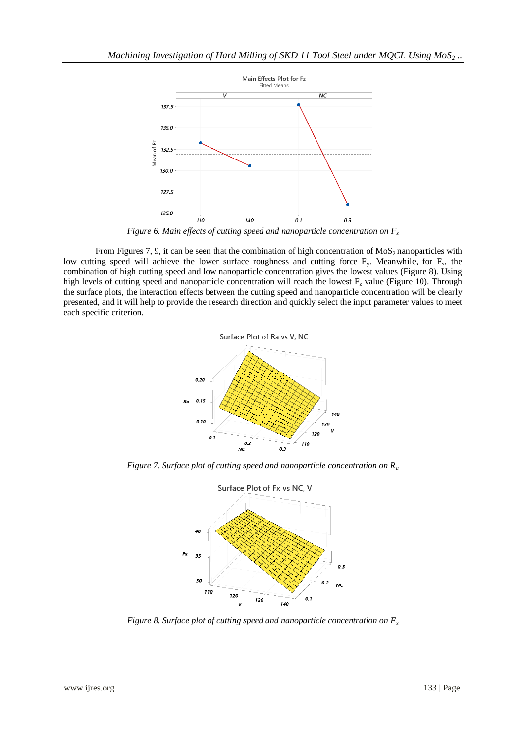*Figure 6. Main effects of cutting speed and nanoparticle concentration on $F_z$*

From Figures 7, 9, it can be seen that the combination of high concentration of $MoS_2$ nanoparticles with low cutting speed will achieve the lower surface roughness and cutting force $F_y$. Meanwhile, for $F_x$, the combination of high cutting speed and low nanoparticle concentration gives the lowest values (Figure 8). Using high levels of cutting speed and nanoparticle concentration will reach the lowest $F_z$ value (Figure 10). Through the surface plots, the interaction effects between the cutting speed and nanoparticle concentration will be clearly presented, and it will help to provide the research direction and quickly select the input parameter values to meet each specific criterion.

*Figure 7. Surface plot of cutting speed and nanoparticle concentration on $R_a$*

*Figure 8. Surface plot of cutting speed and nanoparticle concentration on $F_x$*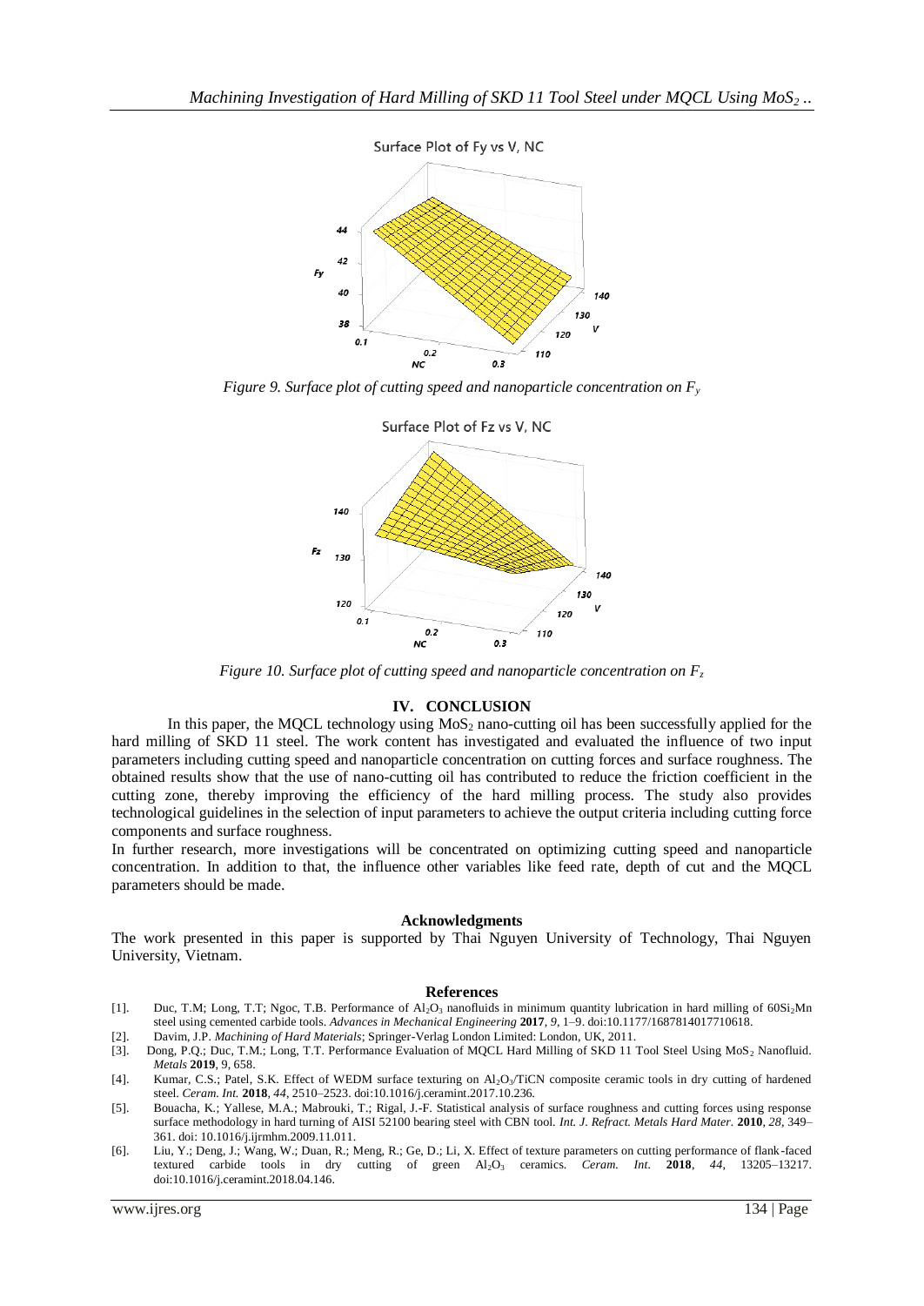*Figure 9. Surface plot of cutting speed and nanoparticle concentration on $F_y$*

*Figure 10. Surface plot of cutting speed and nanoparticle concentration on $F_z$*

## IV. CONCLUSION

In this paper, the MQCL technology using $MoS_2$ nano-cutting oil has been successfully applied for the hard milling of SKD 11 steel. The work content has investigated and evaluated the influence of two input parameters including cutting speed and nanoparticle concentration on cutting forces and surface roughness. The obtained results show that the use of nano-cutting oil has contributed to reduce the friction coefficient in the cutting zone, thereby improving the efficiency of the hard milling process. The study also provides technological guidelines in the selection of input parameters to achieve the output criteria including cutting force components and surface roughness.

In further research, more investigations will be concentrated on optimizing cutting speed and nanoparticle concentration. In addition to that, the influence other variables like feed rate, depth of cut and the MQCL parameters should be made.

### Acknowledgments

The work presented in this paper is supported by Thai Nguyen University of Technology, Thai Nguyen University, Vietnam.

### References

[1]. Duc, T.M; Long, T.T; Ngoc, T.B. Performance of $Al_2O_3$ nanofluids in minimum quantity lubrication in hard milling of $60Si_2Mn$ steel using cemented carbide tools. *Advances in Mechanical Engineering* **2017**, *9*, 1–9. doi:10.1177/1687814017710618.

[2]. Davim, J.P. *Machining of Hard Materials*; Springer-Verlag London Limited: London, UK, 2011.

[3]. Dong, P.Q.; Duc, T.M.; Long, T.T. Performance Evaluation of MQCL Hard Milling of SKD 11 Tool Steel Using $MoS_2$ Nanofluid. *Metals* **2019**, 9, 658.

[4]. Kumar, C.S.; Patel, S.K. Effect of WEDM surface texturing on $Al_2O_3$/TiCN composite ceramic tools in dry cutting of hardened steel. *Ceram. Int.* **2018**, *44*, 2510–2523. doi:10.1016/j.ceramint.2017.10.236.

[5]. Bouacha, K.; Yallese, M.A.; Mabrouki, T.; Rigal, J.-F. Statistical analysis of surface roughness and cutting forces using response surface methodology in hard turning of AISI 52100 bearing steel with CBN tool. *Int. J. Refract. Metals Hard Mater.* **2010**, *28*, 349–361. doi: 10.1016/j.ijrmhm.2009.11.011.

[6]. Liu, Y.; Deng, J.; Wang, W.; Duan, R.; Meng, R.; Ge, D.; Li, X. Effect of texture parameters on cutting performance of flank-faced textured carbide tools in dry cutting of green $Al_2O_3$ ceramics. *Ceram. Int.* **2018**, *44*, 13205–13217. doi:10.1016/j.ceramint.2018.04.146.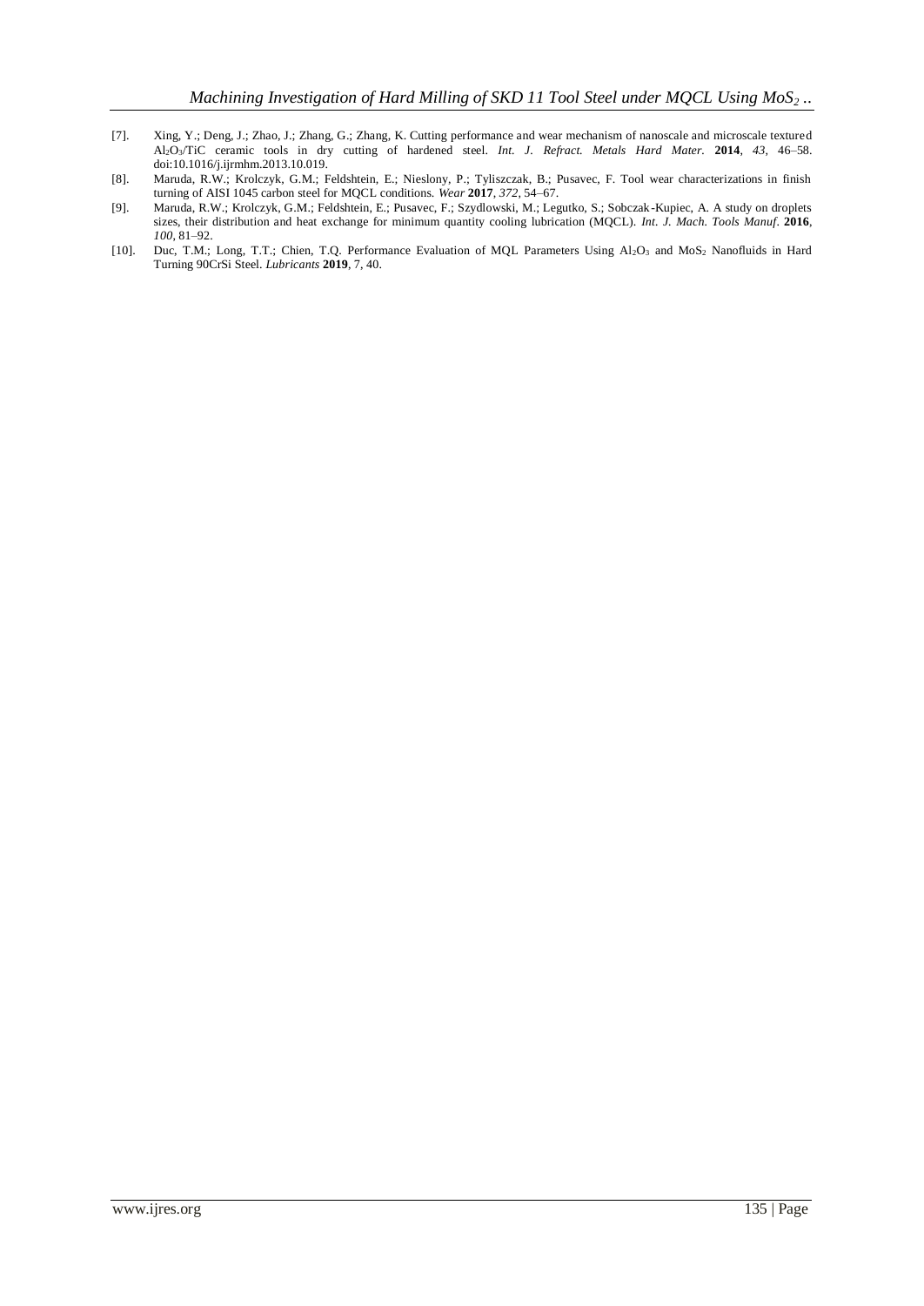[7]. Xing, Y.; Deng, J.; Zhao, J.; Zhang, G.; Zhang, K. Cutting performance and wear mechanism of nanoscale and microscale textured $Al_2O_3$/TiC ceramic tools in dry cutting of hardened steel. *Int. J. Refract. Metals Hard Mater.* **2014**, *43*, 46–58. doi:10.1016/j.ijrmhm.2013.10.019.

[8]. Maruda, R.W.; Krolczyk, G.M.; Feldshtein, E.; Nieslony, P.; Tyliszczak, B.; Pusavec, F. Tool wear characterizations in finish turning of AISI 1045 carbon steel for MQCL conditions. *Wear* **2017**, *372*, 54–67.

[9]. Maruda, R.W.; Krolczyk, G.M.; Feldshtein, E.; Pusavec, F.; Szydlowski, M.; Legutko, S.; Sobczak-Kupiec, A. A study on droplets sizes, their distribution and heat exchange for minimum quantity cooling lubrication (MQCL). *Int. J. Mach. Tools Manuf.* **2016**, *100*, 81–92.

[10]. Duc, T.M.; Long, T.T.; Chien, T.Q. Performance Evaluation of MQL Parameters Using $Al_2O_3$ and $MoS_2$ Nanofluids in Hard Turning 90CrSi Steel. *Lubricants* **2019**, 7, 40.